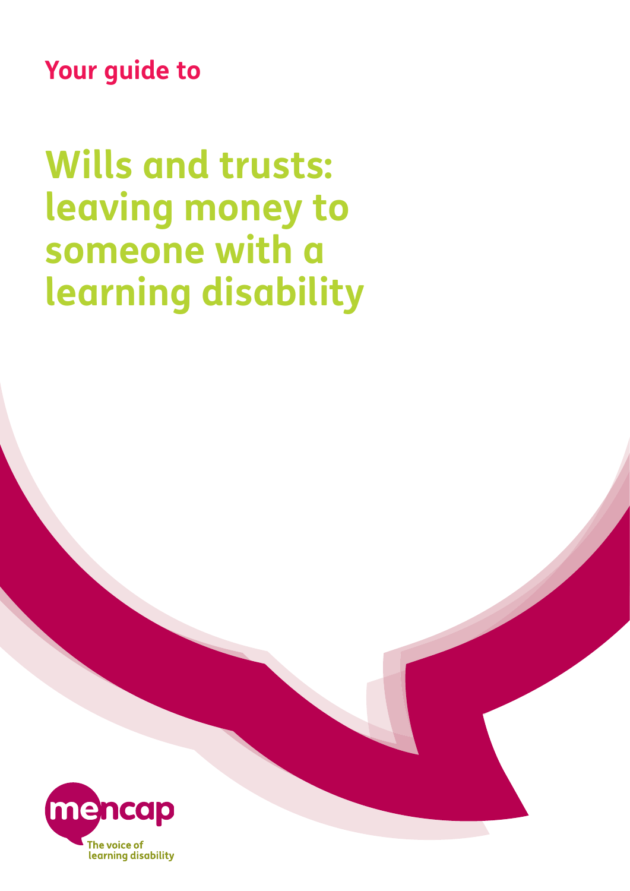Your guide to

# Wills and trusts: leaving money to someone with a learning disability

mencap

The voice of learning disability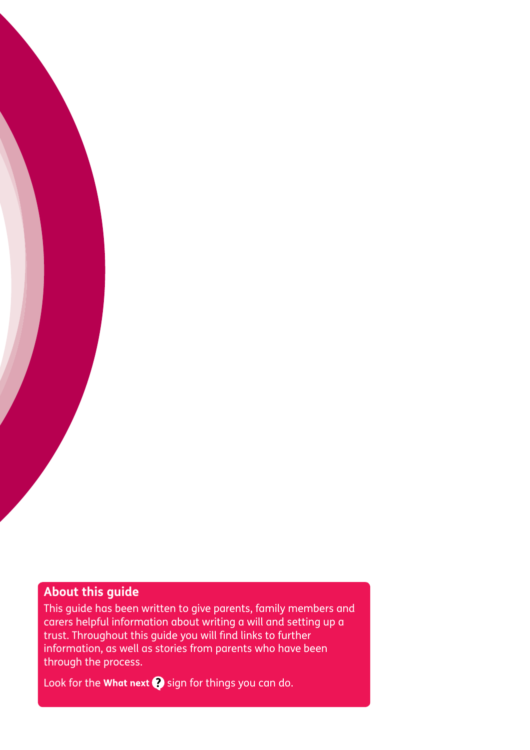## About this guide

This guide has been written to give parents, family members and carers helpful information about writing a will and setting up a trust. Throughout this guide you will find links to further information, as well as stories from parents who have been through the process.

Look for the **What next** ? sign for things you can do.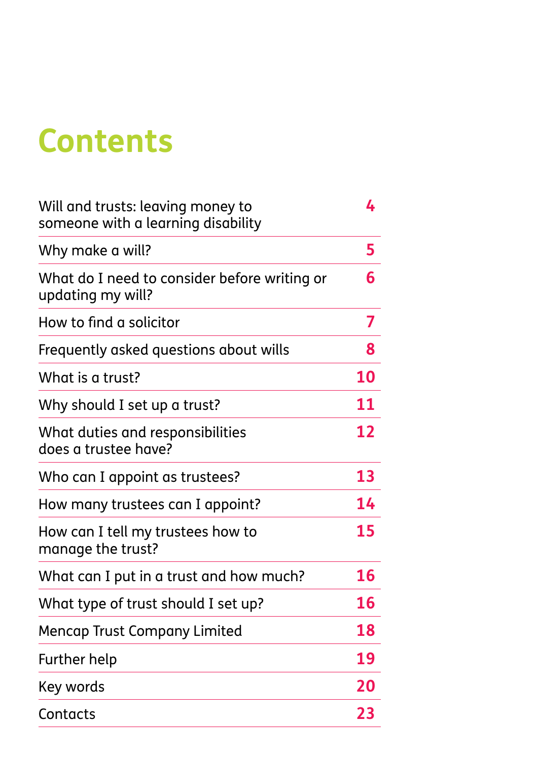# Contents

| | |
|---|---|
| Will and trusts: leaving money to someone with a learning disability | 4 |
| Why make a will? | 5 |
| What do I need to consider before writing or updating my will? | 6 |
| How to find a solicitor | 7 |
| Frequently asked questions about wills | 8 |
| What is a trust? | 10 |
| Why should I set up a trust? | 11 |
| What duties and responsibilities does a trustee have? | 12 |
| Who can I appoint as trustees? | 13 |
| How many trustees can I appoint? | 14 |
| How can I tell my trustees how to manage the trust? | 15 |
| What can I put in a trust and how much? | 16 |
| What type of trust should I set up? | 16 |
| Mencap Trust Company Limited | 18 |
| Further help | 19 |
| Key words | 20 |
| Contacts | 23 |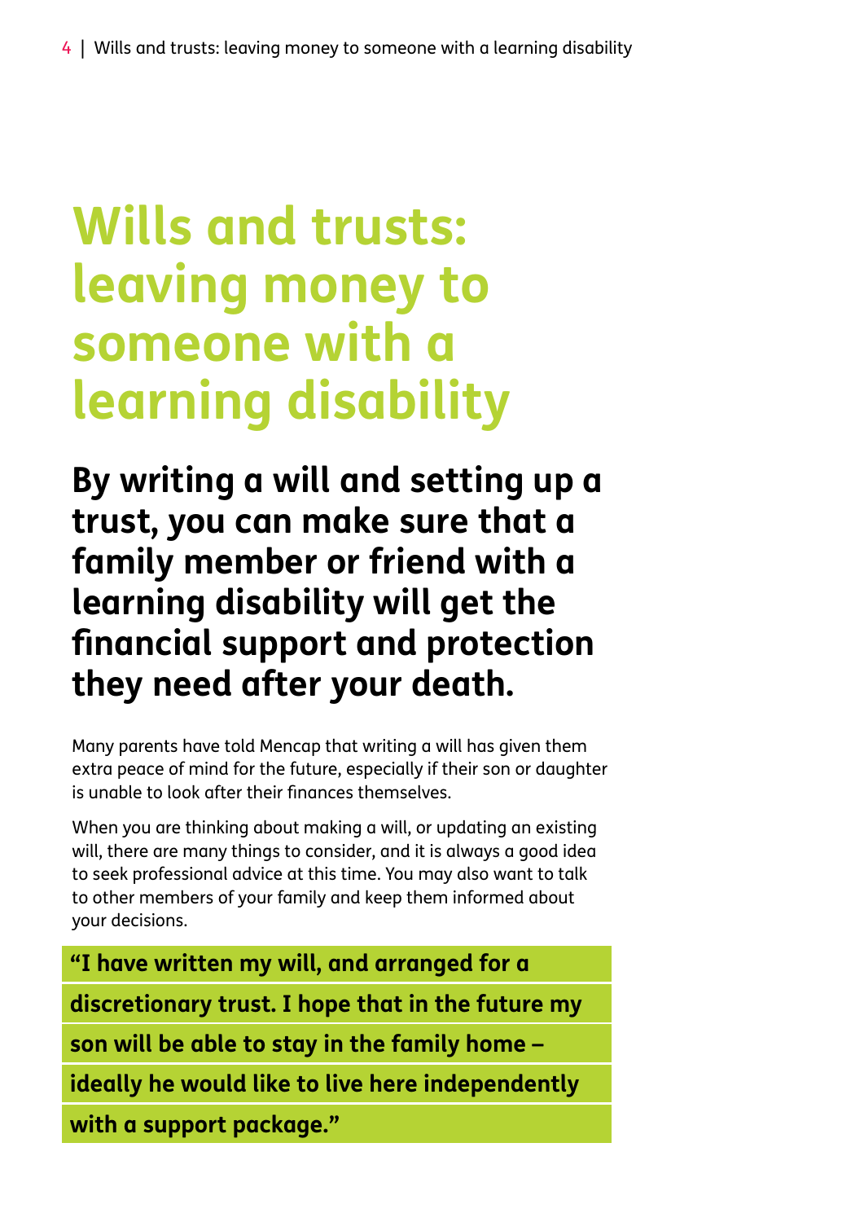# Wills and trusts: leaving money to someone with a learning disability

## By writing a will and setting up a trust, you can make sure that a family member or friend with a learning disability will get the financial support and protection they need after your death.

Many parents have told Mencap that writing a will has given them extra peace of mind for the future, especially if their son or daughter is unable to look after their finances themselves.

When you are thinking about making a will, or updating an existing will, there are many things to consider, and it is always a good idea to seek professional advice at this time. You may also want to talk to other members of your family and keep them informed about your decisions.

> **"I have written my will, and arranged for a discretionary trust. I hope that in the future my son will be able to stay in the family home – ideally he would like to live here independently with a support package."**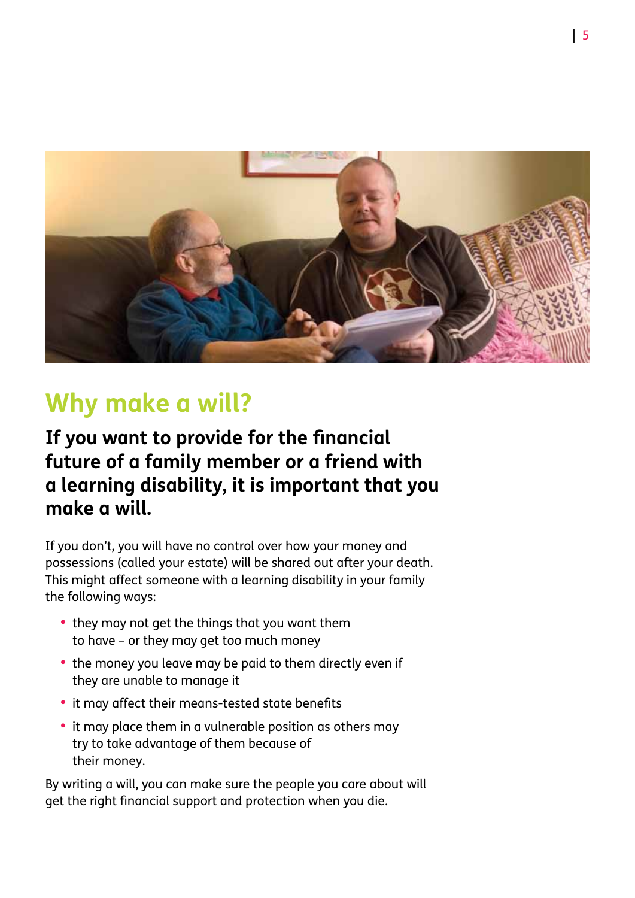## Why make a will?

**If you want to provide for the financial future of a family member or a friend with a learning disability, it is important that you make a will.**

If you don't, you will have no control over how your money and possessions (called your estate) will be shared out after your death. This might affect someone with a learning disability in your family the following ways:

- they may not get the things that you want them to have – or they may get too much money
- the money you leave may be paid to them directly even if they are unable to manage it
- it may affect their means-tested state benefits
- it may place them in a vulnerable position as others may try to take advantage of them because of their money.

By writing a will, you can make sure the people you care about will get the right financial support and protection when you die.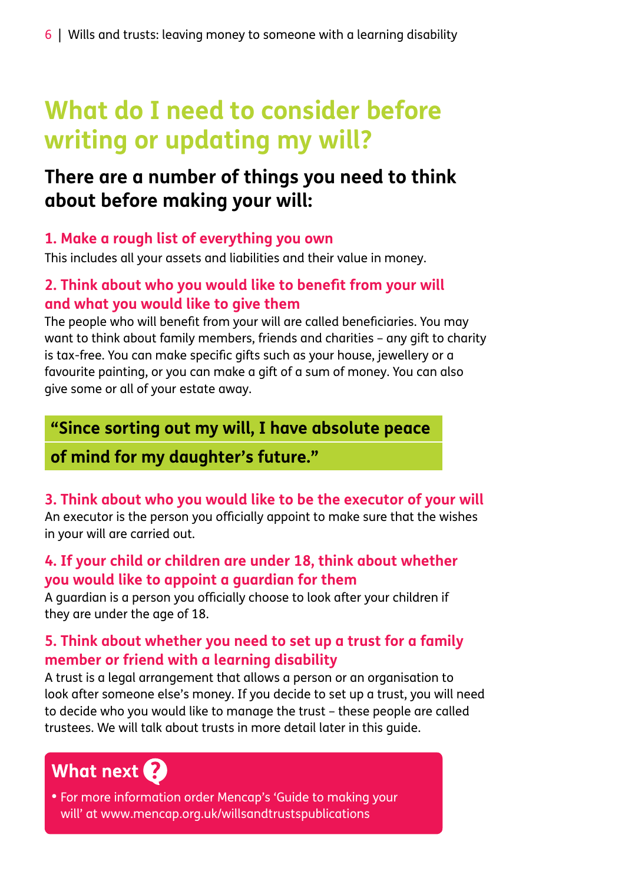# What do I need to consider before writing or updating my will?

## There are a number of things you need to think about before making your will:

### 1. Make a rough list of everything you own

This includes all your assets and liabilities and their value in money.

### 2. Think about who you would like to benefit from your will and what you would like to give them

The people who will benefit from your will are called beneficiaries. You may want to think about family members, friends and charities – any gift to charity is tax-free. You can make specific gifts such as your house, jewellery or a favourite painting, or you can make a gift of a sum of money. You can also give some or all of your estate away.

> **"Since sorting out my will, I have absolute peace of mind for my daughter's future."**

### 3. Think about who you would like to be the executor of your will

An executor is the person you officially appoint to make sure that the wishes in your will are carried out.

### 4. If your child or children are under 18, think about whether you would like to appoint a guardian for them

A guardian is a person you officially choose to look after your children if they are under the age of 18.

### 5. Think about whether you need to set up a trust for a family member or friend with a learning disability

A trust is a legal arrangement that allows a person or an organisation to look after someone else's money. If you decide to set up a trust, you will need to decide who you would like to manage the trust – these people are called trustees. We will talk about trusts in more detail later in this guide.

**What next ?**

- For more information order Mencap's 'Guide to making your will' at www.mencap.org.uk/willsandtrustspublications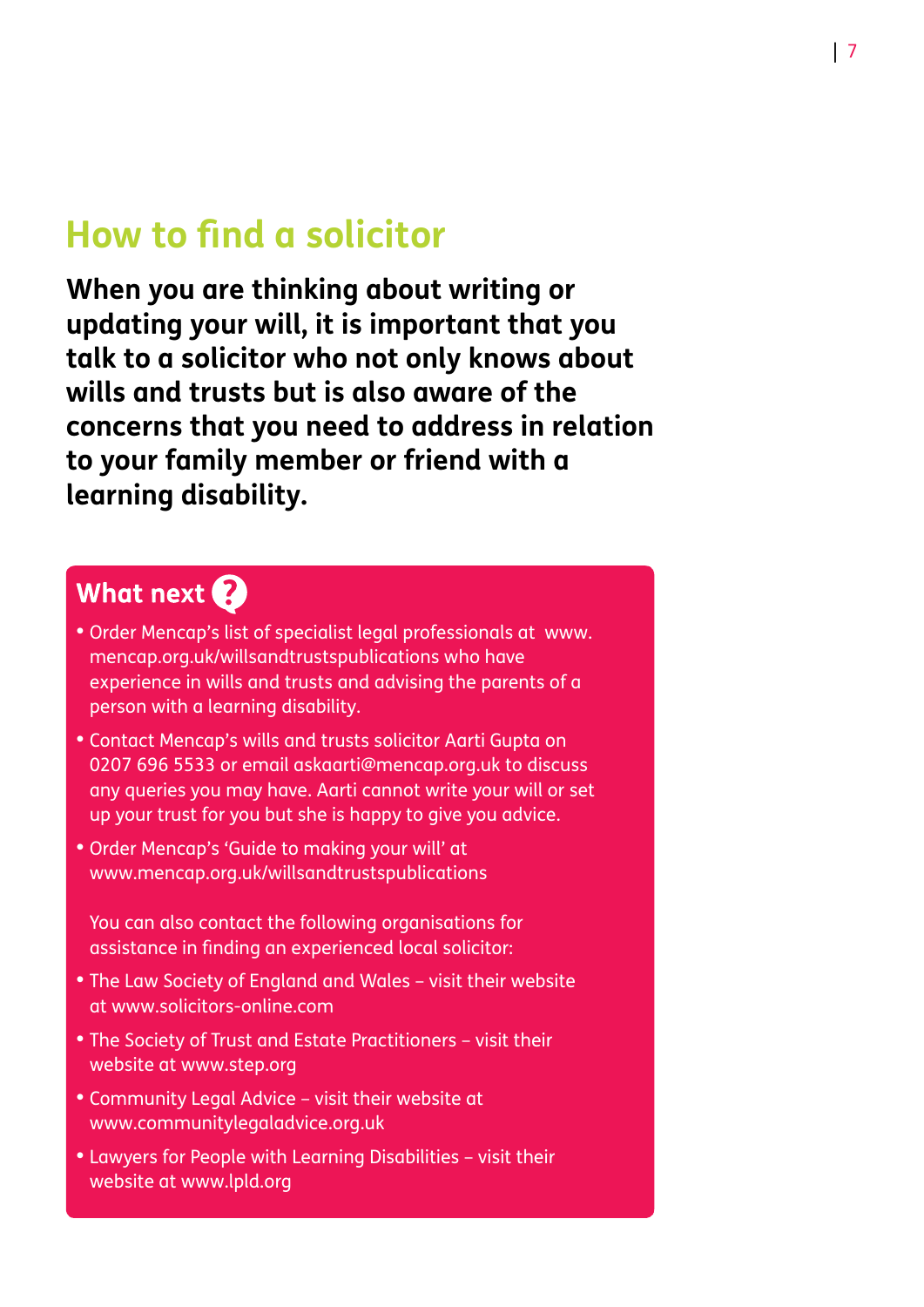## How to find a solicitor

**When you are thinking about writing or updating your will, it is important that you talk to a solicitor who not only knows about wills and trusts but is also aware of the concerns that you need to address in relation to your family member or friend with a learning disability.**

### What next ?

- Order Mencap's list of specialist legal professionals at www.mencap.org.uk/willsandtrustspublications who have experience in wills and trusts and advising the parents of a person with a learning disability.
- Contact Mencap's wills and trusts solicitor Aarti Gupta on 0207 696 5533 or email askaarti@mencap.org.uk to discuss any queries you may have. Aarti cannot write your will or set up your trust for you but she is happy to give you advice.
- Order Mencap's 'Guide to making your will' at www.mencap.org.uk/willsandtrustspublications

You can also contact the following organisations for assistance in finding an experienced local solicitor:

- The Law Society of England and Wales – visit their website at www.solicitors-online.com
- The Society of Trust and Estate Practitioners – visit their website at www.step.org
- Community Legal Advice – visit their website at www.communitylegaladvice.org.uk
- Lawyers for People with Learning Disabilities – visit their website at www.lpld.org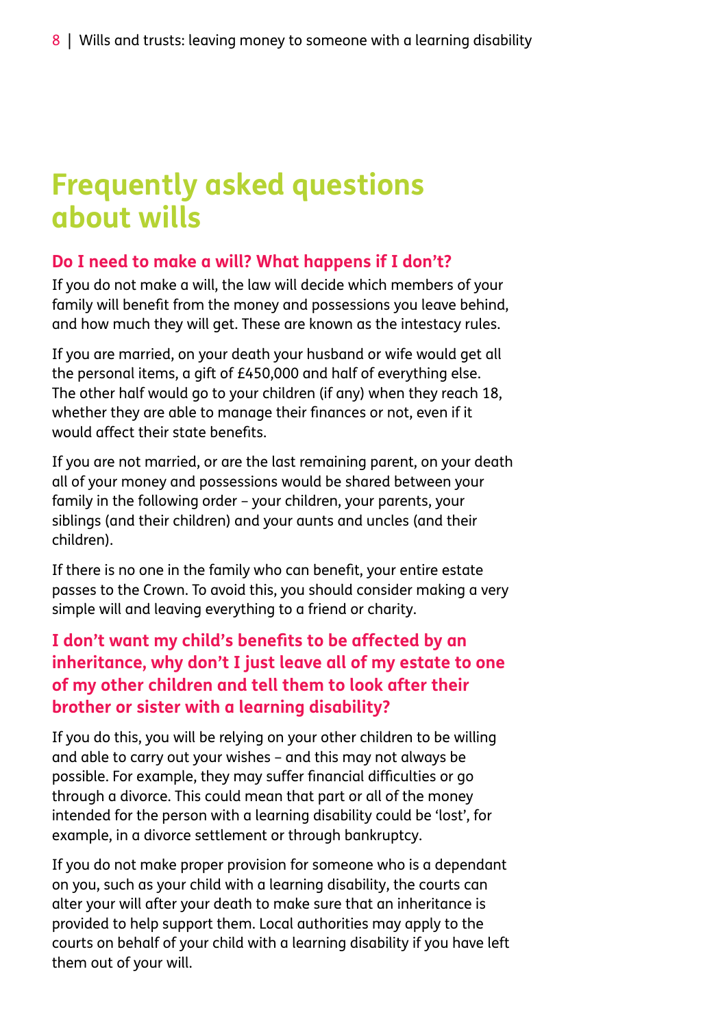# Frequently asked questions about wills

### Do I need to make a will? What happens if I don't?

If you do not make a will, the law will decide which members of your family will benefit from the money and possessions you leave behind, and how much they will get. These are known as the intestacy rules.

If you are married, on your death your husband or wife would get all the personal items, a gift of £450,000 and half of everything else. The other half would go to your children (if any) when they reach 18, whether they are able to manage their finances or not, even if it would affect their state benefits.

If you are not married, or are the last remaining parent, on your death all of your money and possessions would be shared between your family in the following order – your children, your parents, your siblings (and their children) and your aunts and uncles (and their children).

If there is no one in the family who can benefit, your entire estate passes to the Crown. To avoid this, you should consider making a very simple will and leaving everything to a friend or charity.

### I don't want my child's benefits to be affected by an inheritance, why don't I just leave all of my estate to one of my other children and tell them to look after their brother or sister with a learning disability?

If you do this, you will be relying on your other children to be willing and able to carry out your wishes – and this may not always be possible. For example, they may suffer financial difficulties or go through a divorce. This could mean that part or all of the money intended for the person with a learning disability could be 'lost', for example, in a divorce settlement or through bankruptcy.

If you do not make proper provision for someone who is a dependant on you, such as your child with a learning disability, the courts can alter your will after your death to make sure that an inheritance is provided to help support them. Local authorities may apply to the courts on behalf of your child with a learning disability if you have left them out of your will.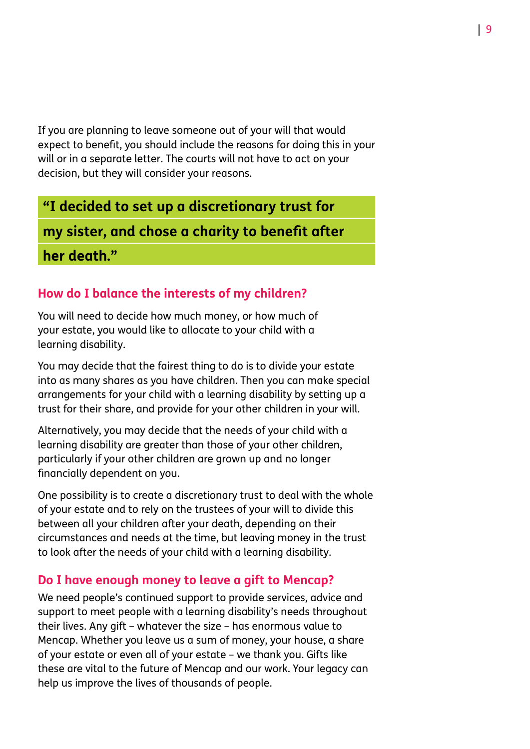If you are planning to leave someone out of your will that would expect to benefit, you should include the reasons for doing this in your will or in a separate letter. The courts will not have to act on your decision, but they will consider your reasons.

> **"I decided to set up a discretionary trust for my sister, and chose a charity to benefit after her death."**

## How do I balance the interests of my children?

You will need to decide how much money, or how much of your estate, you would like to allocate to your child with a learning disability.

You may decide that the fairest thing to do is to divide your estate into as many shares as you have children. Then you can make special arrangements for your child with a learning disability by setting up a trust for their share, and provide for your other children in your will.

Alternatively, you may decide that the needs of your child with a learning disability are greater than those of your other children, particularly if your other children are grown up and no longer financially dependent on you.

One possibility is to create a discretionary trust to deal with the whole of your estate and to rely on the trustees of your will to divide this between all your children after your death, depending on their circumstances and needs at the time, but leaving money in the trust to look after the needs of your child with a learning disability.

## Do I have enough money to leave a gift to Mencap?

We need people's continued support to provide services, advice and support to meet people with a learning disability's needs throughout their lives. Any gift – whatever the size – has enormous value to Mencap. Whether you leave us a sum of money, your house, a share of your estate or even all of your estate – we thank you. Gifts like these are vital to the future of Mencap and our work. Your legacy can help us improve the lives of thousands of people.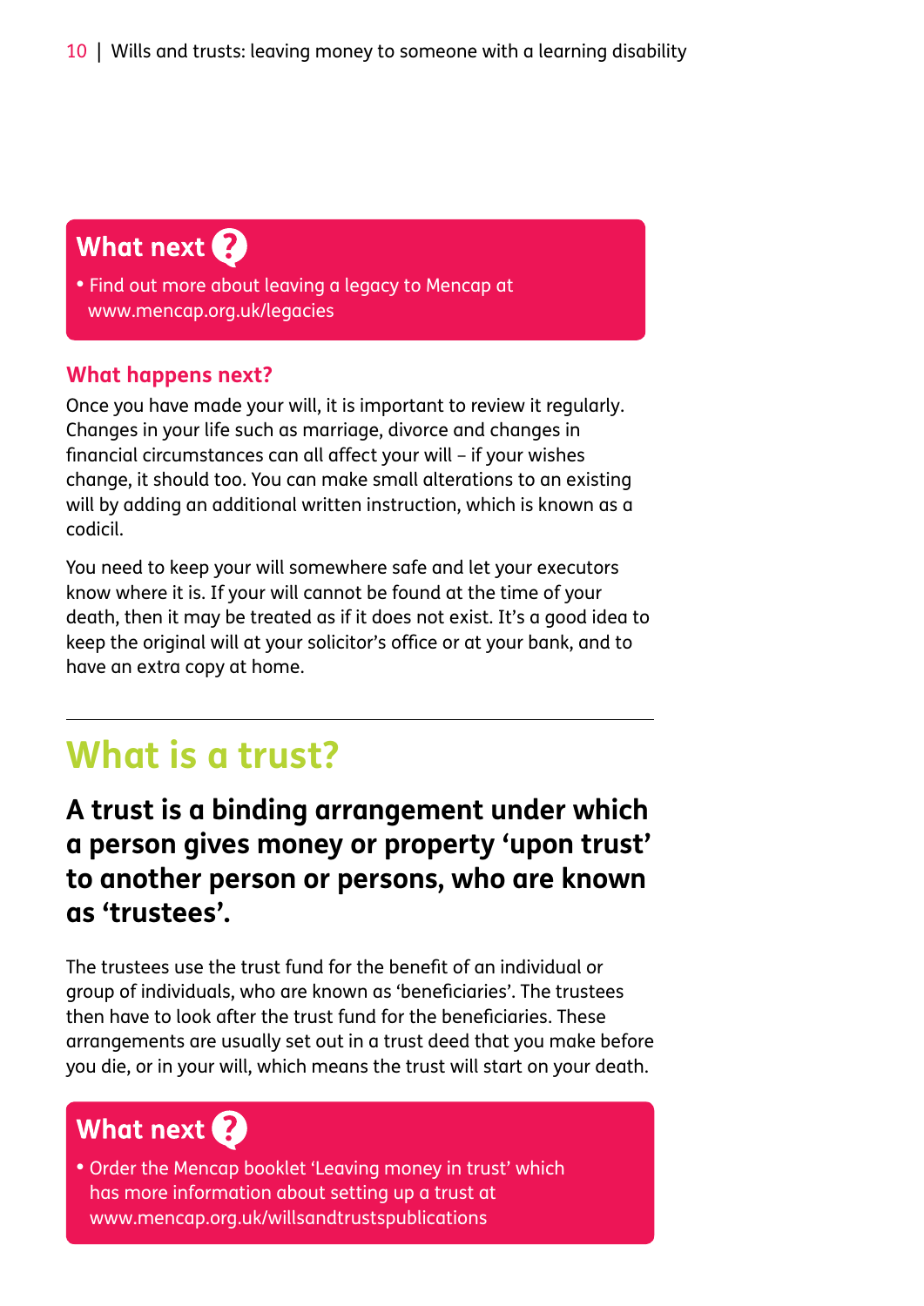**What next ?**

- Find out more about leaving a legacy to Mencap at www.mencap.org.uk/legacies

### What happens next?

Once you have made your will, it is important to review it regularly. Changes in your life such as marriage, divorce and changes in financial circumstances can all affect your will – if your wishes change, it should too. You can make small alterations to an existing will by adding an additional written instruction, which is known as a codicil.

You need to keep your will somewhere safe and let your executors know where it is. If your will cannot be found at the time of your death, then it may be treated as if it does not exist. It's a good idea to keep the original will at your solicitor's office or at your bank, and to have an extra copy at home.

---

## What is a trust?

**A trust is a binding arrangement under which a person gives money or property 'upon trust' to another person or persons, who are known as 'trustees'.**

The trustees use the trust fund for the benefit of an individual or group of individuals, who are known as 'beneficiaries'. The trustees then have to look after the trust fund for the beneficiaries. These arrangements are usually set out in a trust deed that you make before you die, or in your will, which means the trust will start on your death.

**What next ?**

- Order the Mencap booklet 'Leaving money in trust' which has more information about setting up a trust at www.mencap.org.uk/willsandtrustspublications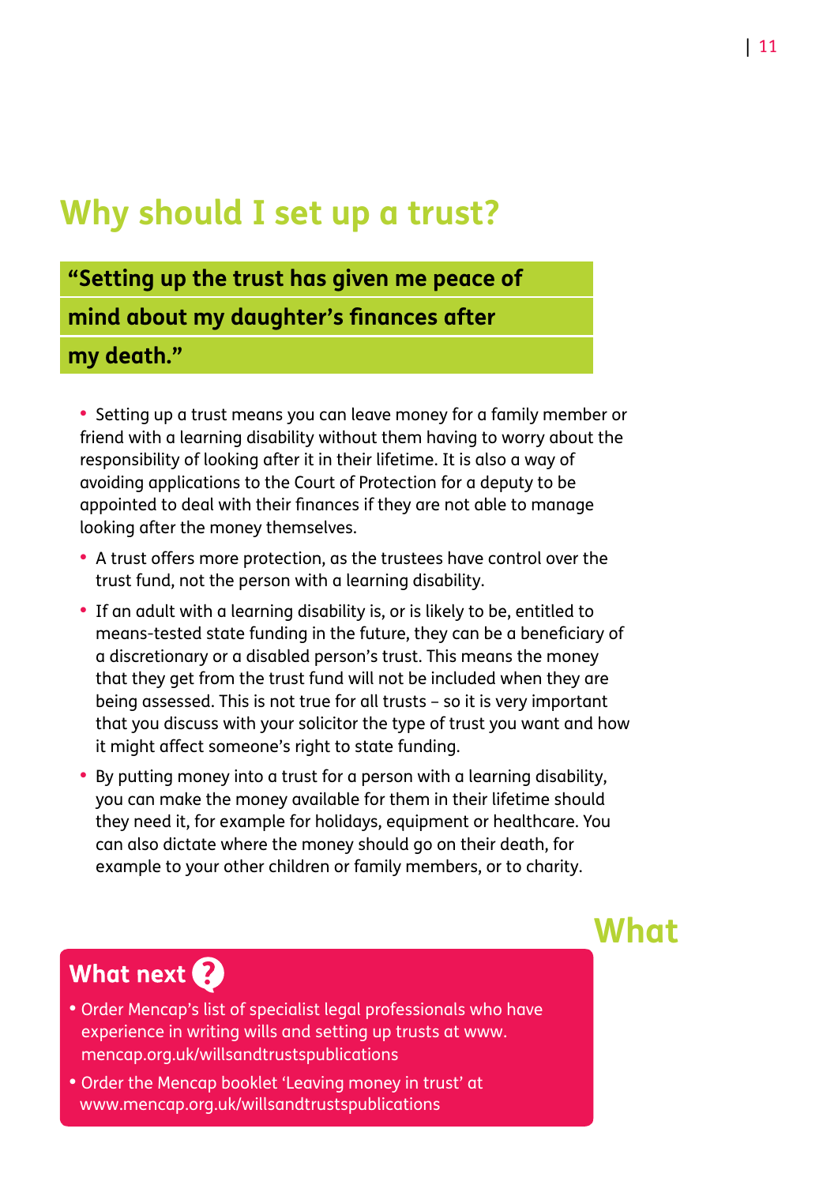## Why should I set up a trust?

**"Setting up the trust has given me peace of mind about my daughter's finances after my death."**

- Setting up a trust means you can leave money for a family member or friend with a learning disability without them having to worry about the responsibility of looking after it in their lifetime. It is also a way of avoiding applications to the Court of Protection for a deputy to be appointed to deal with their finances if they are not able to manage looking after the money themselves.
- A trust offers more protection, as the trustees have control over the trust fund, not the person with a learning disability.
- If an adult with a learning disability is, or is likely to be, entitled to means-tested state funding in the future, they can be a beneficiary of a discretionary or a disabled person's trust. This means the money that they get from the trust fund will not be included when they are being assessed. This is not true for all trusts – so it is very important that you discuss with your solicitor the type of trust you want and how it might affect someone's right to state funding.
- By putting money into a trust for a person with a learning disability, you can make the money available for them in their lifetime should they need it, for example for holidays, equipment or healthcare. You can also dictate where the money should go on their death, for example to your other children or family members, or to charity.

What

### What next ?

- Order Mencap's list of specialist legal professionals who have experience in writing wills and setting up trusts at www.mencap.org.uk/willsandtrustspublications
- Order the Mencap booklet 'Leaving money in trust' at www.mencap.org.uk/willsandtrustspublications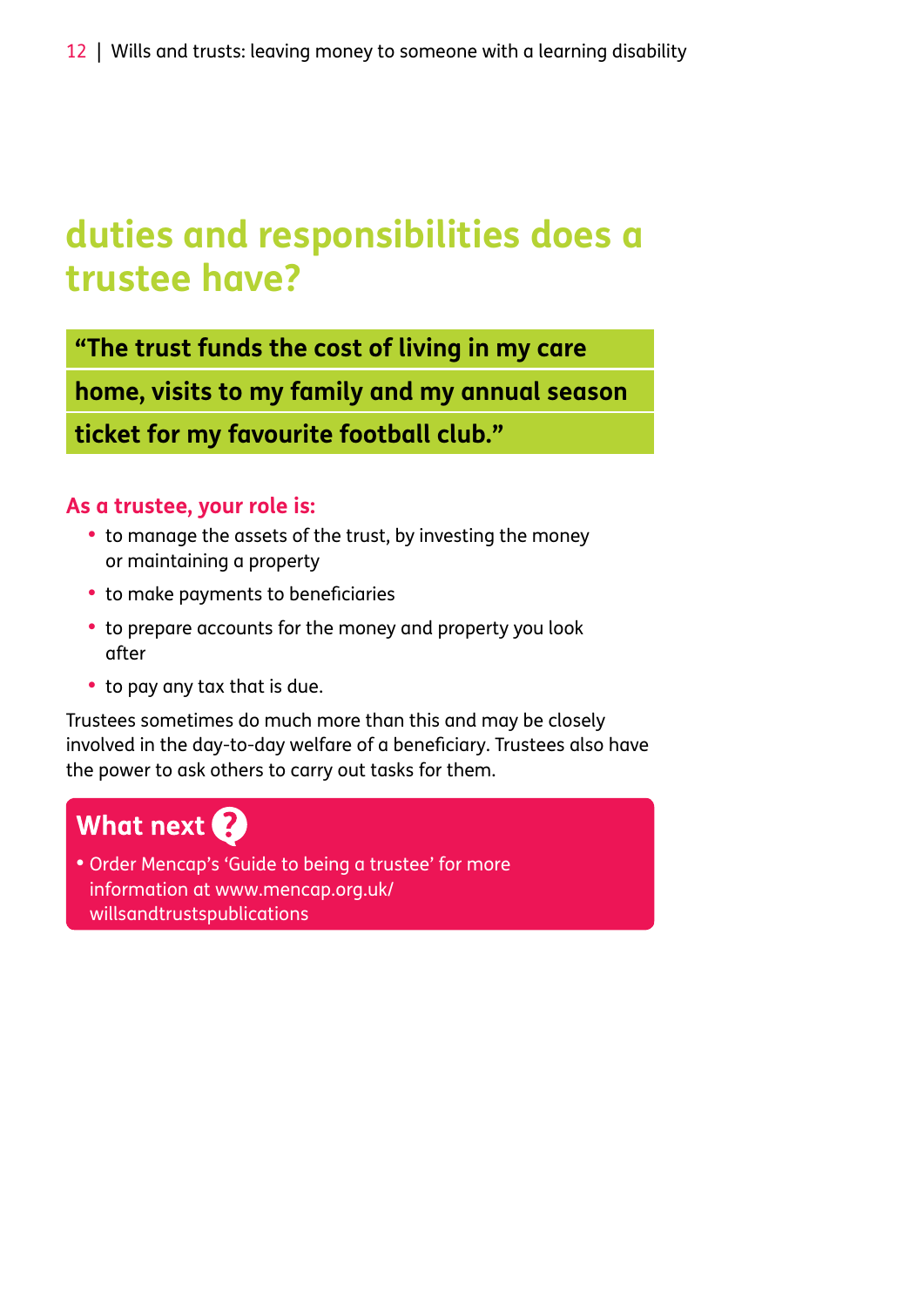## duties and responsibilities does a trustee have?

**"The trust funds the cost of living in my care home, visits to my family and my annual season ticket for my favourite football club."**

**As a trustee, your role is:**

- to manage the assets of the trust, by investing the money or maintaining a property
- to make payments to beneficiaries
- to prepare accounts for the money and property you look after
- to pay any tax that is due.

Trustees sometimes do much more than this and may be closely involved in the day-to-day welfare of a beneficiary. Trustees also have the power to ask others to carry out tasks for them.

### What next ?

- Order Mencap's 'Guide to being a trustee' for more information at www.mencap.org.uk/willsandtrustspublications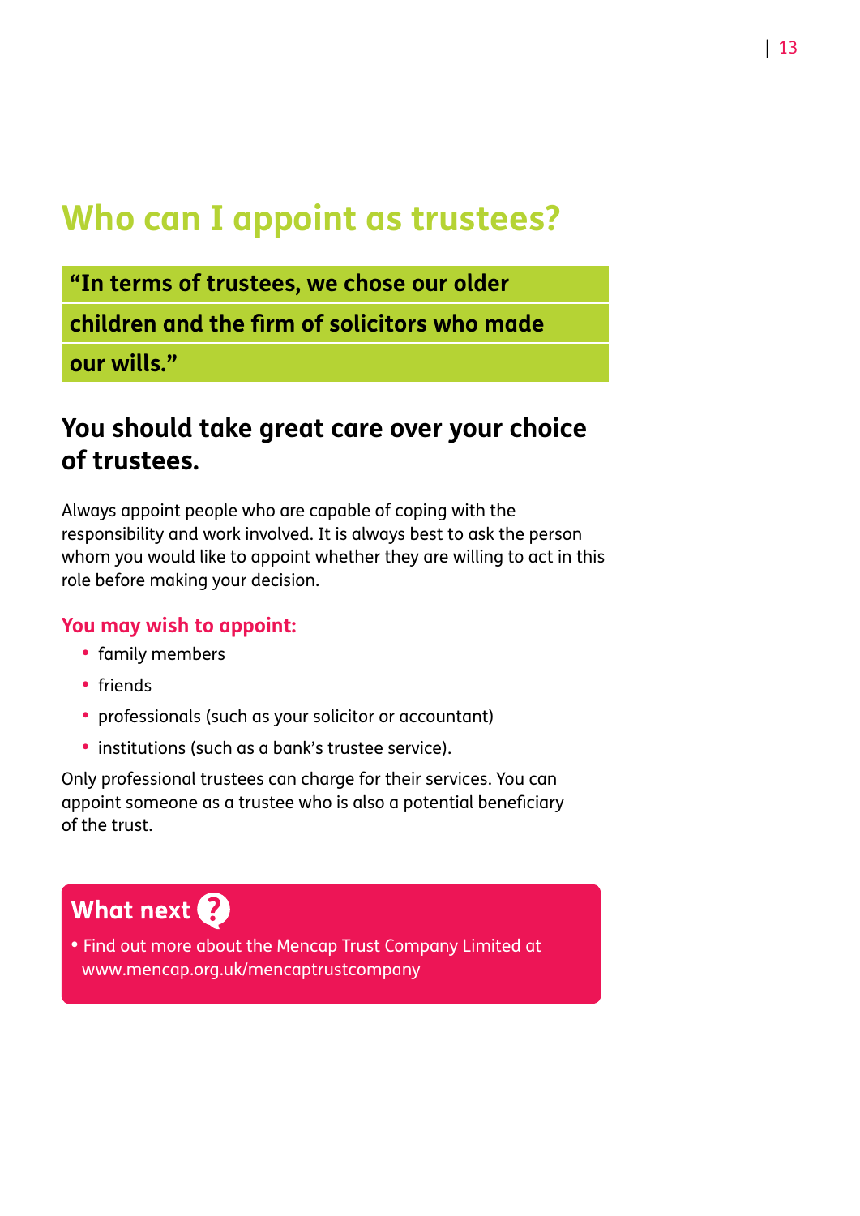# Who can I appoint as trustees?

**"In terms of trustees, we chose our older children and the firm of solicitors who made our wills."**

## You should take great care over your choice of trustees.

Always appoint people who are capable of coping with the responsibility and work involved. It is always best to ask the person whom you would like to appoint whether they are willing to act in this role before making your decision.

### You may wish to appoint:

- family members
- friends
- professionals (such as your solicitor or accountant)
- institutions (such as a bank's trustee service).

Only professional trustees can charge for their services. You can appoint someone as a trustee who is also a potential beneficiary of the trust.

### What next

- Find out more about the Mencap Trust Company Limited at www.mencap.org.uk/mencaptrustcompany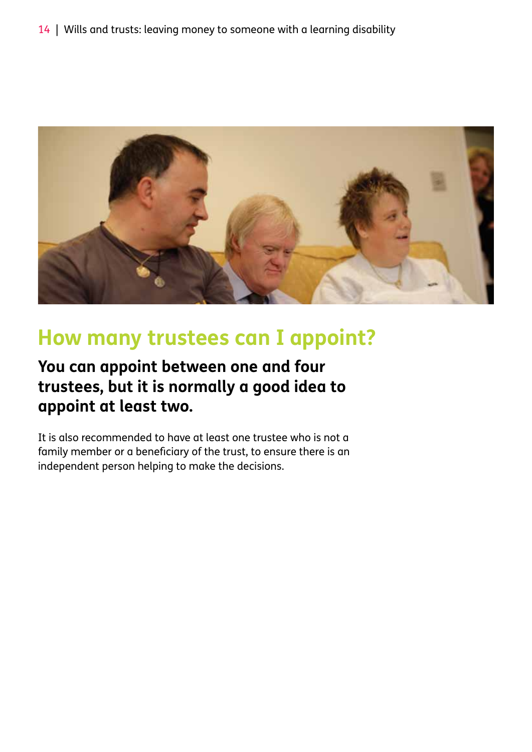## How many trustees can I appoint?

**You can appoint between one and four trustees, but it is normally a good idea to appoint at least two.**

It is also recommended to have at least one trustee who is not a family member or a beneficiary of the trust, to ensure there is an independent person helping to make the decisions.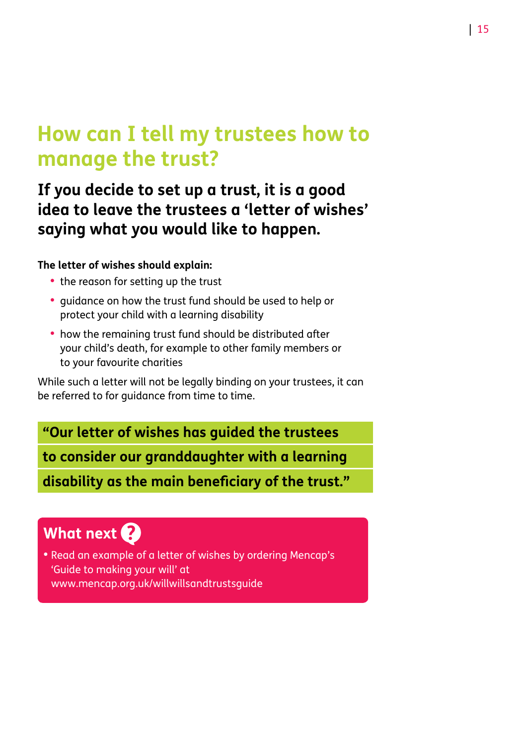## How can I tell my trustees how to manage the trust?

**If you decide to set up a trust, it is a good idea to leave the trustees a 'letter of wishes' saying what you would like to happen.**

**The letter of wishes should explain:**

- the reason for setting up the trust
- guidance on how the trust fund should be used to help or protect your child with a learning disability
- how the remaining trust fund should be distributed after your child's death, for example to other family members or to your favourite charities

While such a letter will not be legally binding on your trustees, it can be referred to for guidance from time to time.

> **"Our letter of wishes has guided the trustees to consider our granddaughter with a learning disability as the main beneficiary of the trust."**

### What next ?

- Read an example of a letter of wishes by ordering Mencap's 'Guide to making your will' at www.mencap.org.uk/willwillsandtrustsguide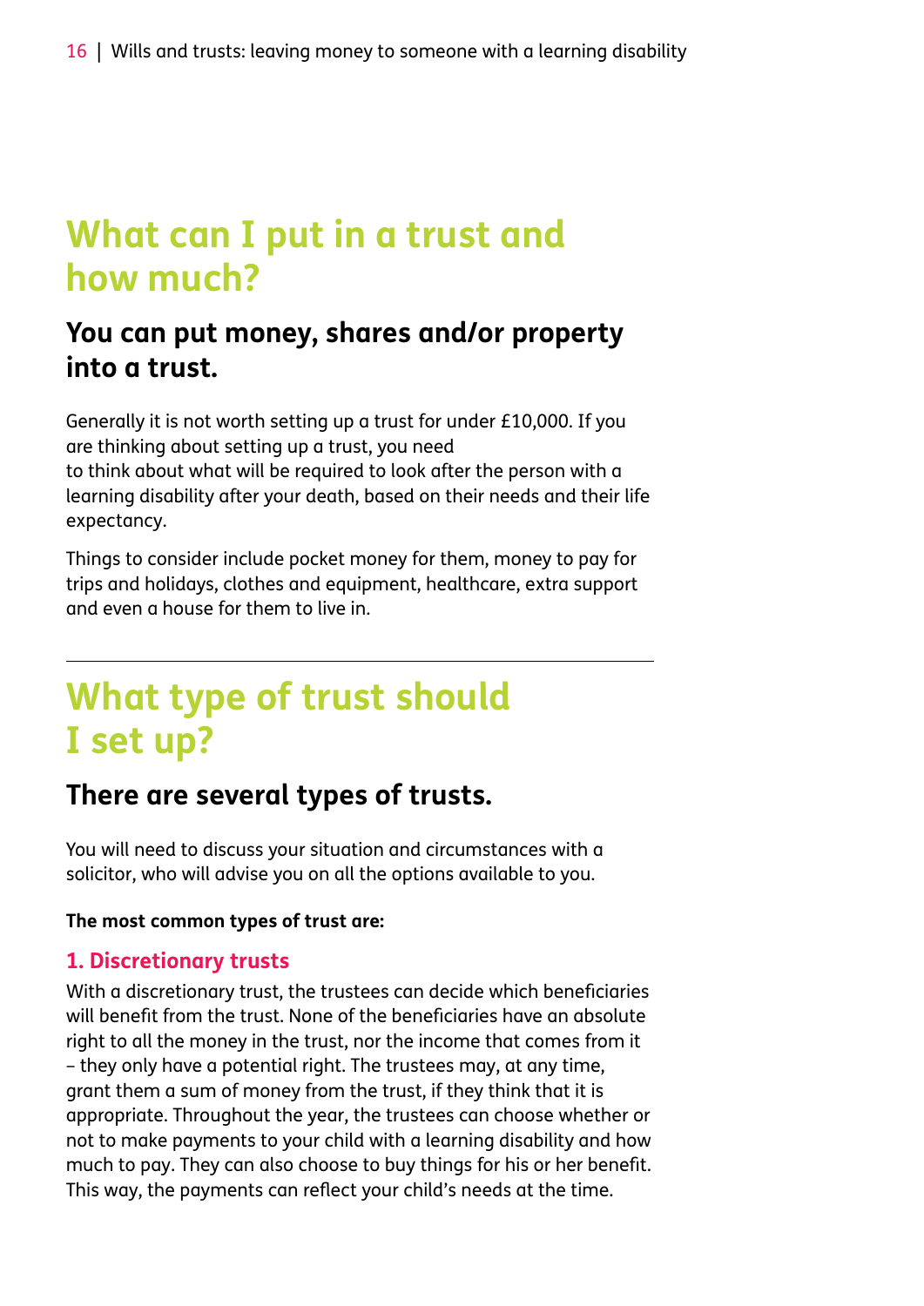## What can I put in a trust and how much?

### You can put money, shares and/or property into a trust.

Generally it is not worth setting up a trust for under £10,000. If you are thinking about setting up a trust, you need to think about what will be required to look after the person with a learning disability after your death, based on their needs and their life expectancy.

Things to consider include pocket money for them, money to pay for trips and holidays, clothes and equipment, healthcare, extra support and even a house for them to live in.

---

## What type of trust should I set up?

### There are several types of trusts.

You will need to discuss your situation and circumstances with a solicitor, who will advise you on all the options available to you.

**The most common types of trust are:**

#### 1. Discretionary trusts

With a discretionary trust, the trustees can decide which beneficiaries will benefit from the trust. None of the beneficiaries have an absolute right to all the money in the trust, nor the income that comes from it – they only have a potential right. The trustees may, at any time, grant them a sum of money from the trust, if they think that it is appropriate. Throughout the year, the trustees can choose whether or not to make payments to your child with a learning disability and how much to pay. They can also choose to buy things for his or her benefit. This way, the payments can reflect your child's needs at the time.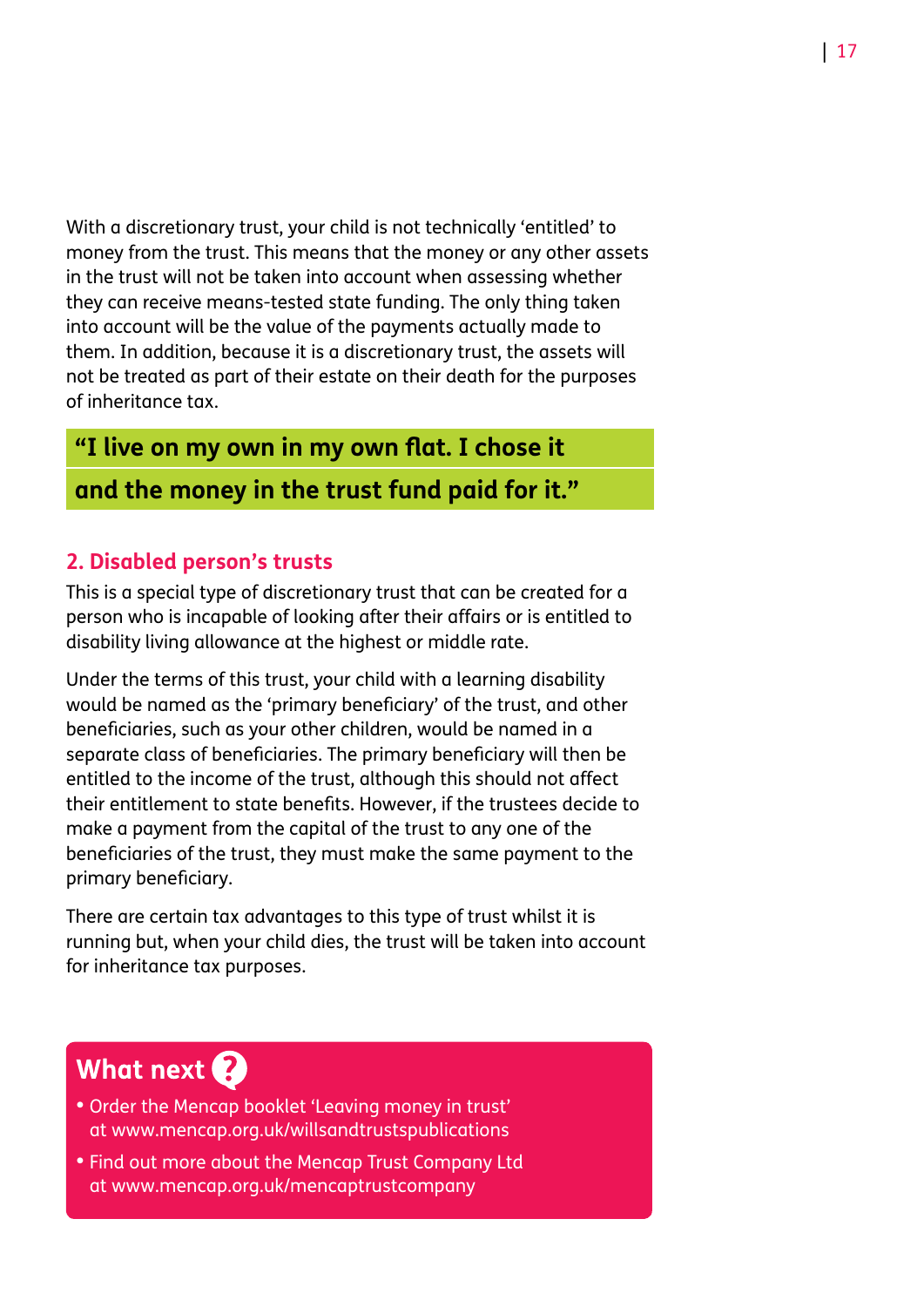With a discretionary trust, your child is not technically 'entitled' to money from the trust. This means that the money or any other assets in the trust will not be taken into account when assessing whether they can receive means-tested state funding. The only thing taken into account will be the value of the payments actually made to them. In addition, because it is a discretionary trust, the assets will not be treated as part of their estate on their death for the purposes of inheritance tax.

> **"I live on my own in my own flat. I chose it and the money in the trust fund paid for it."**

## 2. Disabled person's trusts

This is a special type of discretionary trust that can be created for a person who is incapable of looking after their affairs or is entitled to disability living allowance at the highest or middle rate.

Under the terms of this trust, your child with a learning disability would be named as the 'primary beneficiary' of the trust, and other beneficiaries, such as your other children, would be named in a separate class of beneficiaries. The primary beneficiary will then be entitled to the income of the trust, although this should not affect their entitlement to state benefits. However, if the trustees decide to make a payment from the capital of the trust to any one of the beneficiaries of the trust, they must make the same payment to the primary beneficiary.

There are certain tax advantages to this type of trust whilst it is running but, when your child dies, the trust will be taken into account for inheritance tax purposes.

## What next ?

- Order the Mencap booklet 'Leaving money in trust' at www.mencap.org.uk/willsandtrustspublications
- Find out more about the Mencap Trust Company Ltd at www.mencap.org.uk/mencaptrustcompany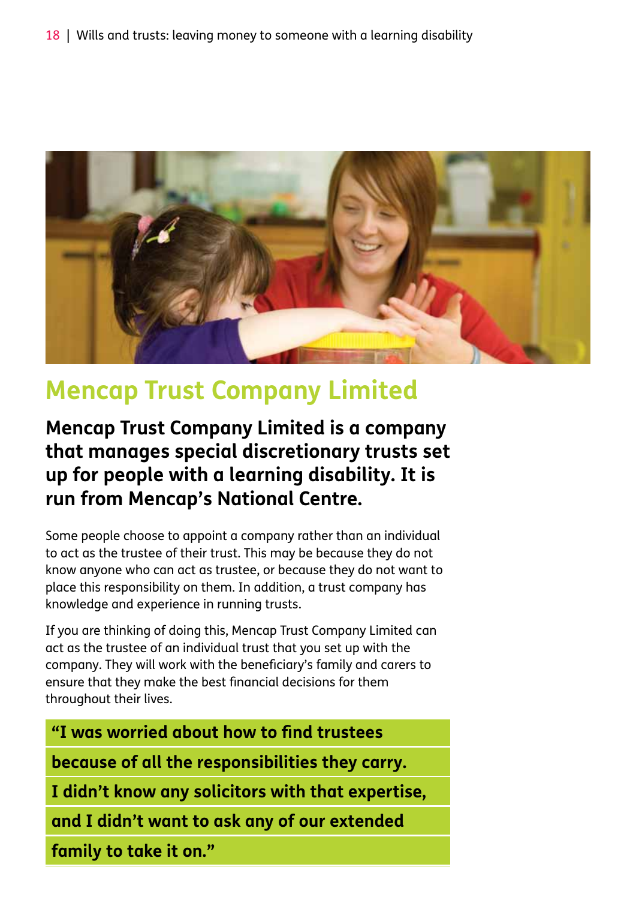## Mencap Trust Company Limited

**Mencap Trust Company Limited is a company that manages special discretionary trusts set up for people with a learning disability. It is run from Mencap's National Centre.**

Some people choose to appoint a company rather than an individual to act as the trustee of their trust. This may be because they do not know anyone who can act as trustee, or because they do not want to place this responsibility on them. In addition, a trust company has knowledge and experience in running trusts.

If you are thinking of doing this, Mencap Trust Company Limited can act as the trustee of an individual trust that you set up with the company. They will work with the beneficiary's family and carers to ensure that they make the best financial decisions for them throughout their lives.

**"I was worried about how to find trustees because of all the responsibilities they carry. I didn't know any solicitors with that expertise, and I didn't want to ask any of our extended family to take it on."**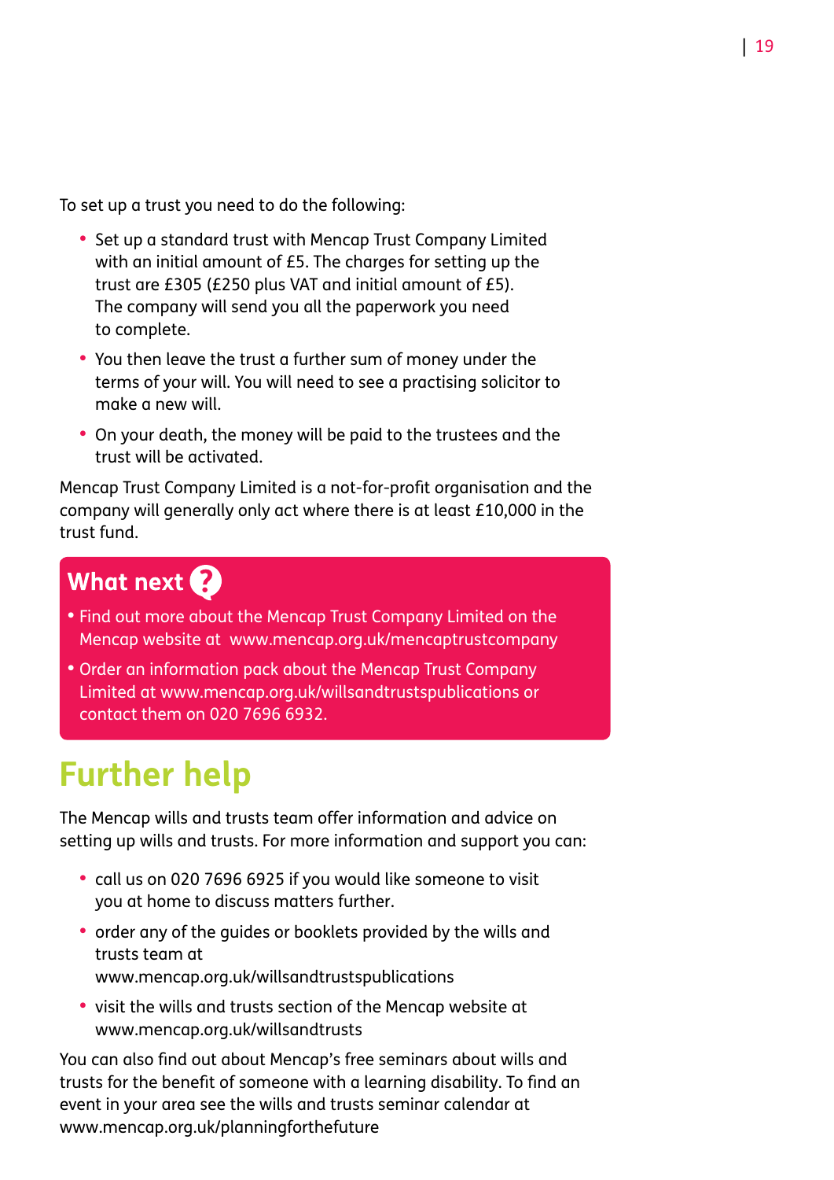To set up a trust you need to do the following:

- Set up a standard trust with Mencap Trust Company Limited with an initial amount of £5. The charges for setting up the trust are £305 (£250 plus VAT and initial amount of £5). The company will send you all the paperwork you need to complete.
- You then leave the trust a further sum of money under the terms of your will. You will need to see a practising solicitor to make a new will.
- On your death, the money will be paid to the trustees and the trust will be activated.

Mencap Trust Company Limited is a not-for-profit organisation and the company will generally only act where there is at least £10,000 in the trust fund.

### What next ?

- Find out more about the Mencap Trust Company Limited on the Mencap website at www.mencap.org.uk/mencaptrustcompany
- Order an information pack about the Mencap Trust Company Limited at www.mencap.org.uk/willsandtrustspublications or contact them on 020 7696 6932.

## Further help

The Mencap wills and trusts team offer information and advice on setting up wills and trusts. For more information and support you can:

- call us on 020 7696 6925 if you would like someone to visit you at home to discuss matters further.
- order any of the guides or booklets provided by the wills and trusts team at www.mencap.org.uk/willsandtrustspublications
- visit the wills and trusts section of the Mencap website at www.mencap.org.uk/willsandtrusts

You can also find out about Mencap's free seminars about wills and trusts for the benefit of someone with a learning disability. To find an event in your area see the wills and trusts seminar calendar at www.mencap.org.uk/planningforthefuture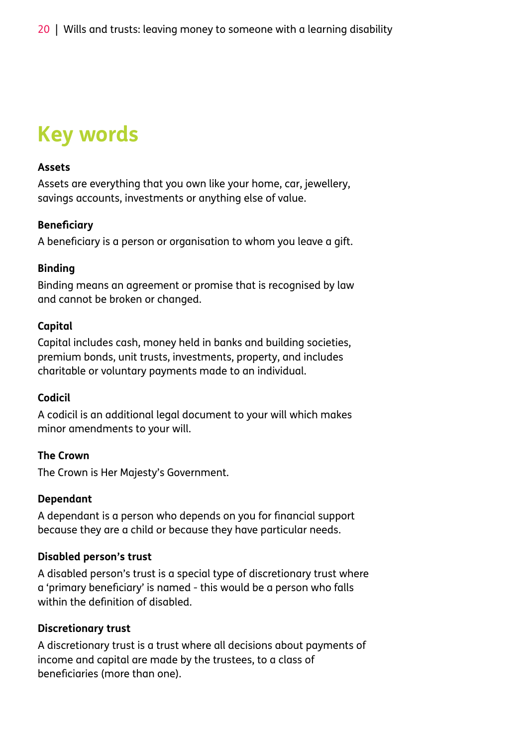# Key words

**Assets**

Assets are everything that you own like your home, car, jewellery, savings accounts, investments or anything else of value.

**Beneficiary**

A beneficiary is a person or organisation to whom you leave a gift.

**Binding**

Binding means an agreement or promise that is recognised by law and cannot be broken or changed.

**Capital**

Capital includes cash, money held in banks and building societies, premium bonds, unit trusts, investments, property, and includes charitable or voluntary payments made to an individual.

**Codicil**

A codicil is an additional legal document to your will which makes minor amendments to your will.

**The Crown**

The Crown is Her Majesty's Government.

**Dependant**

A dependant is a person who depends on you for financial support because they are a child or because they have particular needs.

**Disabled person's trust**

A disabled person's trust is a special type of discretionary trust where a 'primary beneficiary' is named - this would be a person who falls within the definition of disabled.

**Discretionary trust**

A discretionary trust is a trust where all decisions about payments of income and capital are made by the trustees, to a class of beneficiaries (more than one).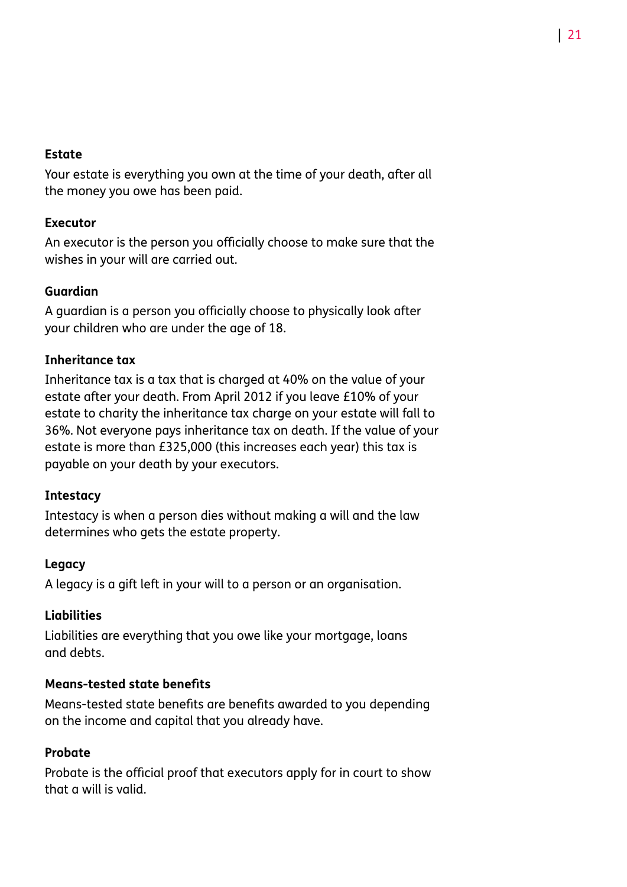**Estate**

Your estate is everything you own at the time of your death, after all the money you owe has been paid.

**Executor**

An executor is the person you officially choose to make sure that the wishes in your will are carried out.

**Guardian**

A guardian is a person you officially choose to physically look after your children who are under the age of 18.

**Inheritance tax**

Inheritance tax is a tax that is charged at 40% on the value of your estate after your death. From April 2012 if you leave £10% of your estate to charity the inheritance tax charge on your estate will fall to 36%. Not everyone pays inheritance tax on death. If the value of your estate is more than £325,000 (this increases each year) this tax is payable on your death by your executors.

**Intestacy**

Intestacy is when a person dies without making a will and the law determines who gets the estate property.

**Legacy**

A legacy is a gift left in your will to a person or an organisation.

**Liabilities**

Liabilities are everything that you owe like your mortgage, loans and debts.

**Means-tested state benefits**

Means-tested state benefits are benefits awarded to you depending on the income and capital that you already have.

**Probate**

Probate is the official proof that executors apply for in court to show that a will is valid.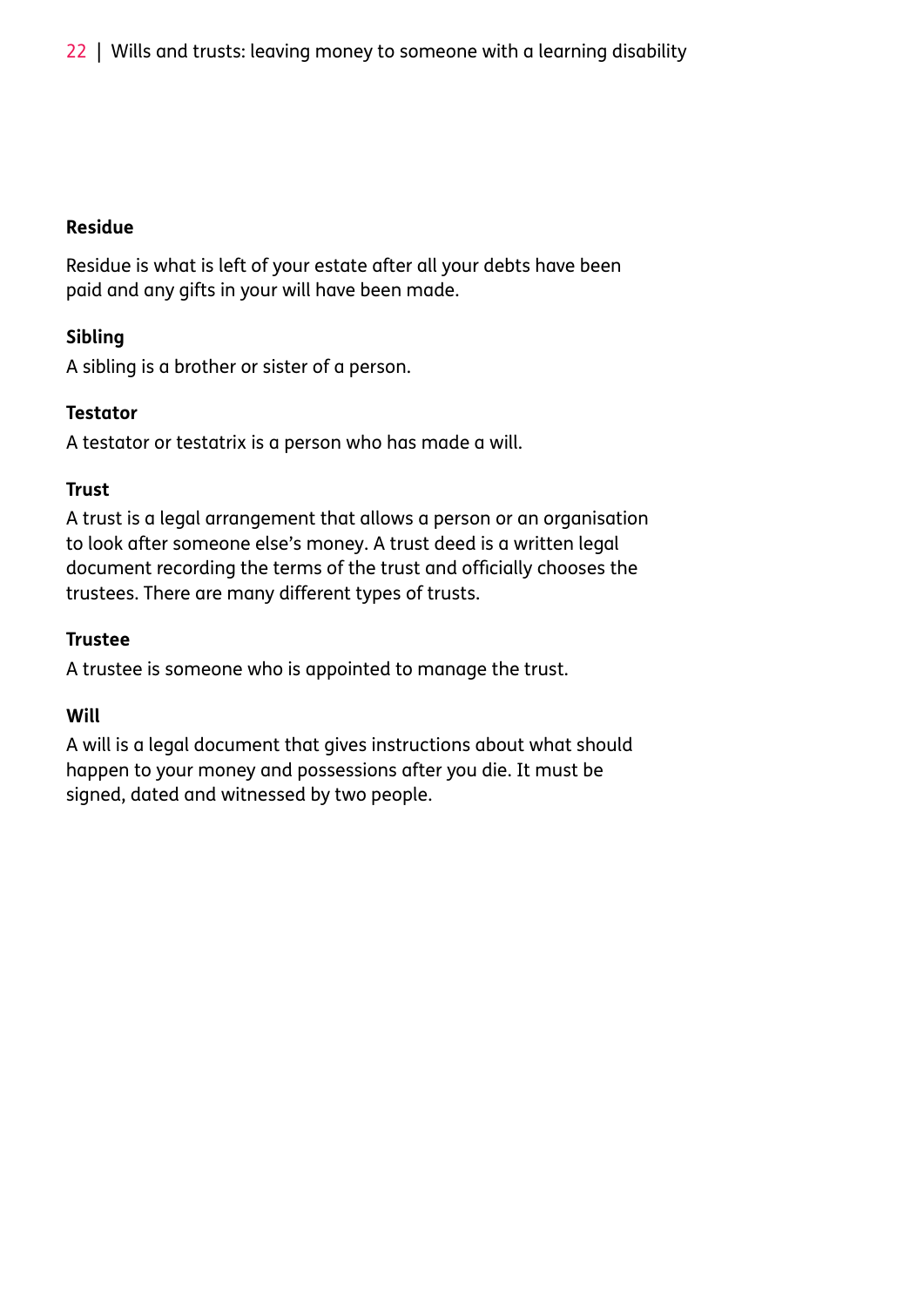**Residue**

Residue is what is left of your estate after all your debts have been paid and any gifts in your will have been made.

**Sibling**

A sibling is a brother or sister of a person.

**Testator**

A testator or testatrix is a person who has made a will.

**Trust**

A trust is a legal arrangement that allows a person or an organisation to look after someone else's money. A trust deed is a written legal document recording the terms of the trust and officially chooses the trustees. There are many different types of trusts.

**Trustee**

A trustee is someone who is appointed to manage the trust.

**Will**

A will is a legal document that gives instructions about what should happen to your money and possessions after you die. It must be signed, dated and witnessed by two people.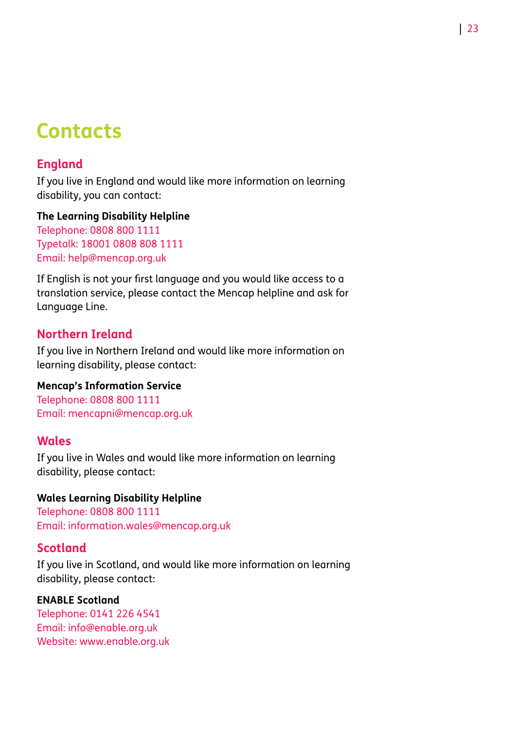# Contacts

## England

If you live in England and would like more information on learning disability, you can contact:

**The Learning Disability Helpline**
Telephone: 0808 800 1111
Typetalk: 18001 0808 808 1111
Email: help@mencap.org.uk

If English is not your first language and you would like access to a translation service, please contact the Mencap helpline and ask for Language Line.

## Northern Ireland

If you live in Northern Ireland and would like more information on learning disability, please contact:

**Mencap's Information Service**
Telephone: 0808 800 1111
Email: mencapni@mencap.org.uk

## Wales

If you live in Wales and would like more information on learning disability, please contact:

**Wales Learning Disability Helpline**
Telephone: 0808 800 1111
Email: information.wales@mencap.org.uk

## Scotland

If you live in Scotland, and would like more information on learning disability, please contact:

**ENABLE Scotland**
Telephone: 0141 226 4541
Email: info@enable.org.uk
Website: www.enable.org.uk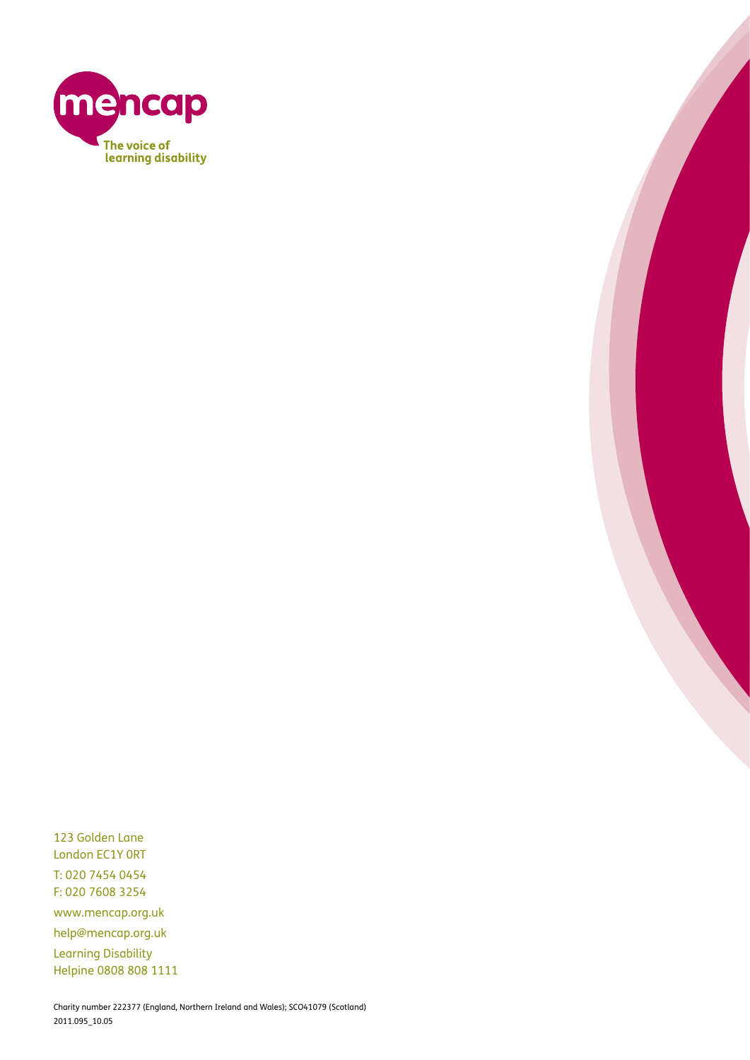mencap

The voice of learning disability

123 Golden Lane
London EC1Y 0RT

T: 020 7454 0454
F: 020 7608 3254

www.mencap.org.uk

help@mencap.org.uk

Learning Disability
Helpine 0808 808 1111

Charity number 222377 (England, Northern Ireland and Wales); SCO41079 (Scotland)
2011.095_10.05